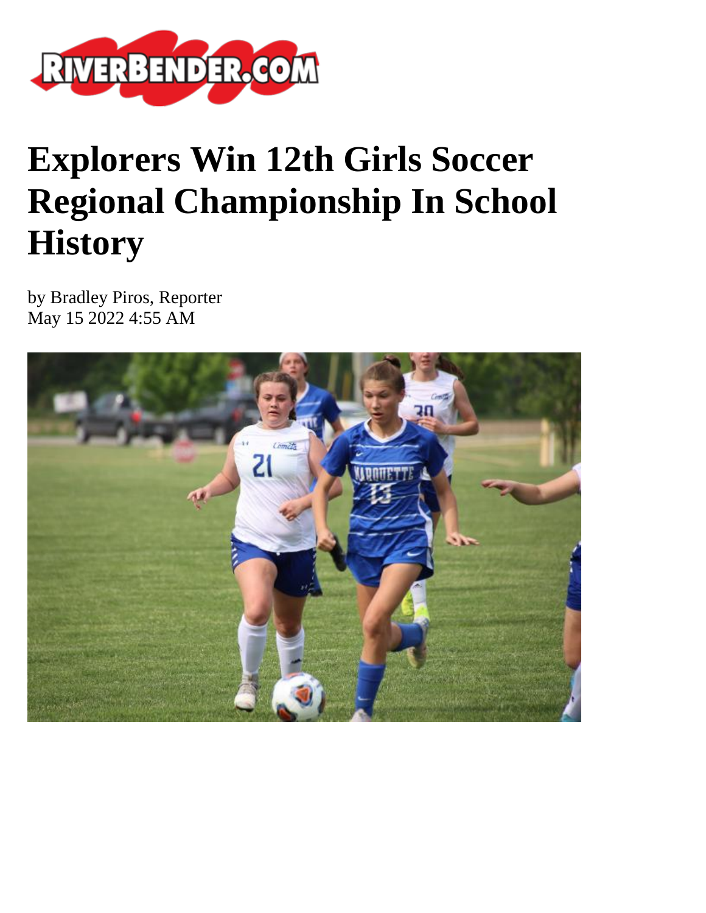# Explorers Win 12th Girls Soccer Regional Championship In School History

by Bradley Piros, Reporter
May 15 2022 4:55 AM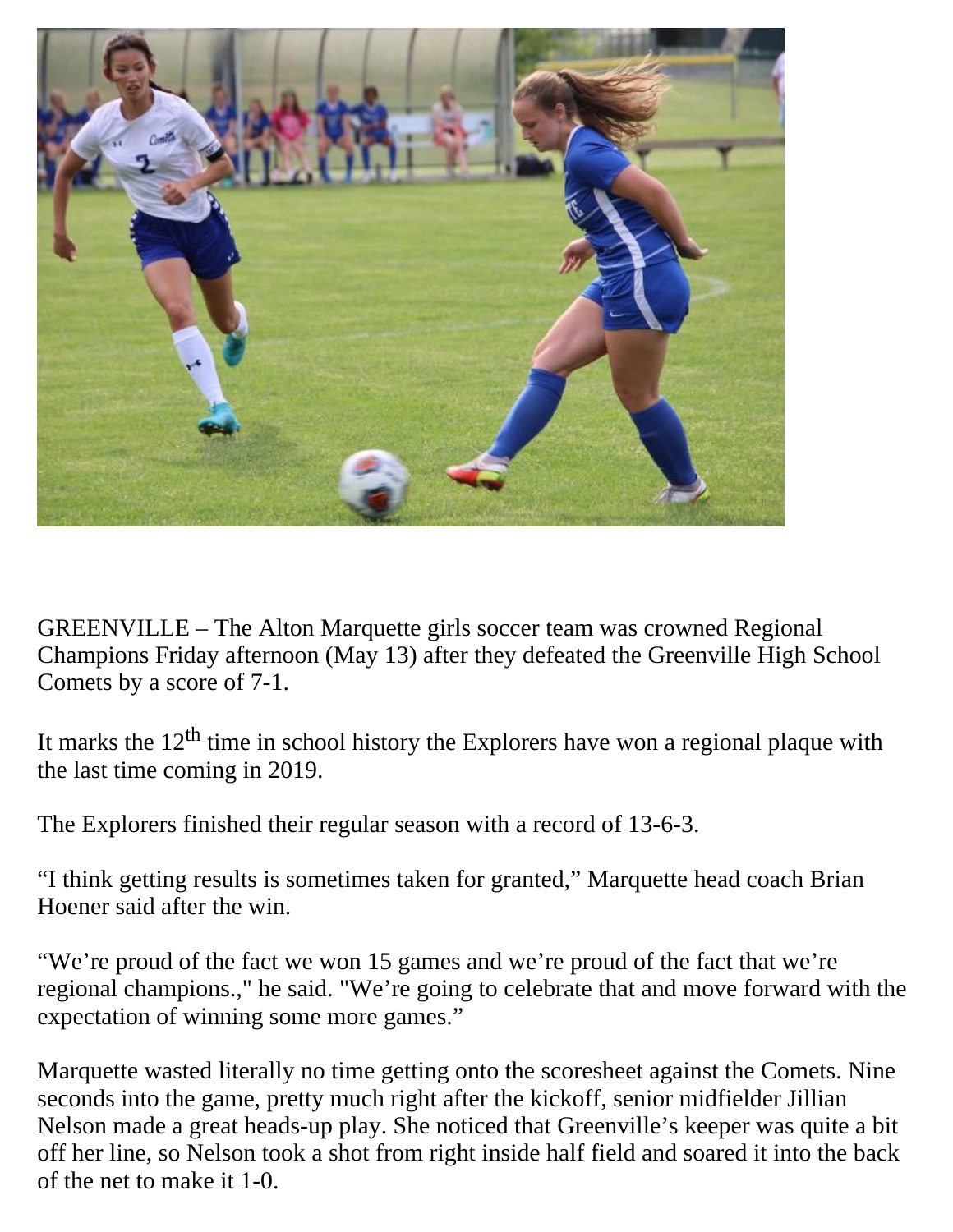GREENVILLE – The Alton Marquette girls soccer team was crowned Regional Champions Friday afternoon (May 13) after they defeated the Greenville High School Comets by a score of 7-1.

It marks the 12th time in school history the Explorers have won a regional plaque with the last time coming in 2019.

The Explorers finished their regular season with a record of 13-6-3.

"I think getting results is sometimes taken for granted," Marquette head coach Brian Hoener said after the win.

"We're proud of the fact we won 15 games and we're proud of the fact that we're regional champions.," he said. "We're going to celebrate that and move forward with the expectation of winning some more games."

Marquette wasted literally no time getting onto the scoresheet against the Comets. Nine seconds into the game, pretty much right after the kickoff, senior midfielder Jillian Nelson made a great heads-up play. She noticed that Greenville's keeper was quite a bit off her line, so Nelson took a shot from right inside half field and soared it into the back of the net to make it 1-0.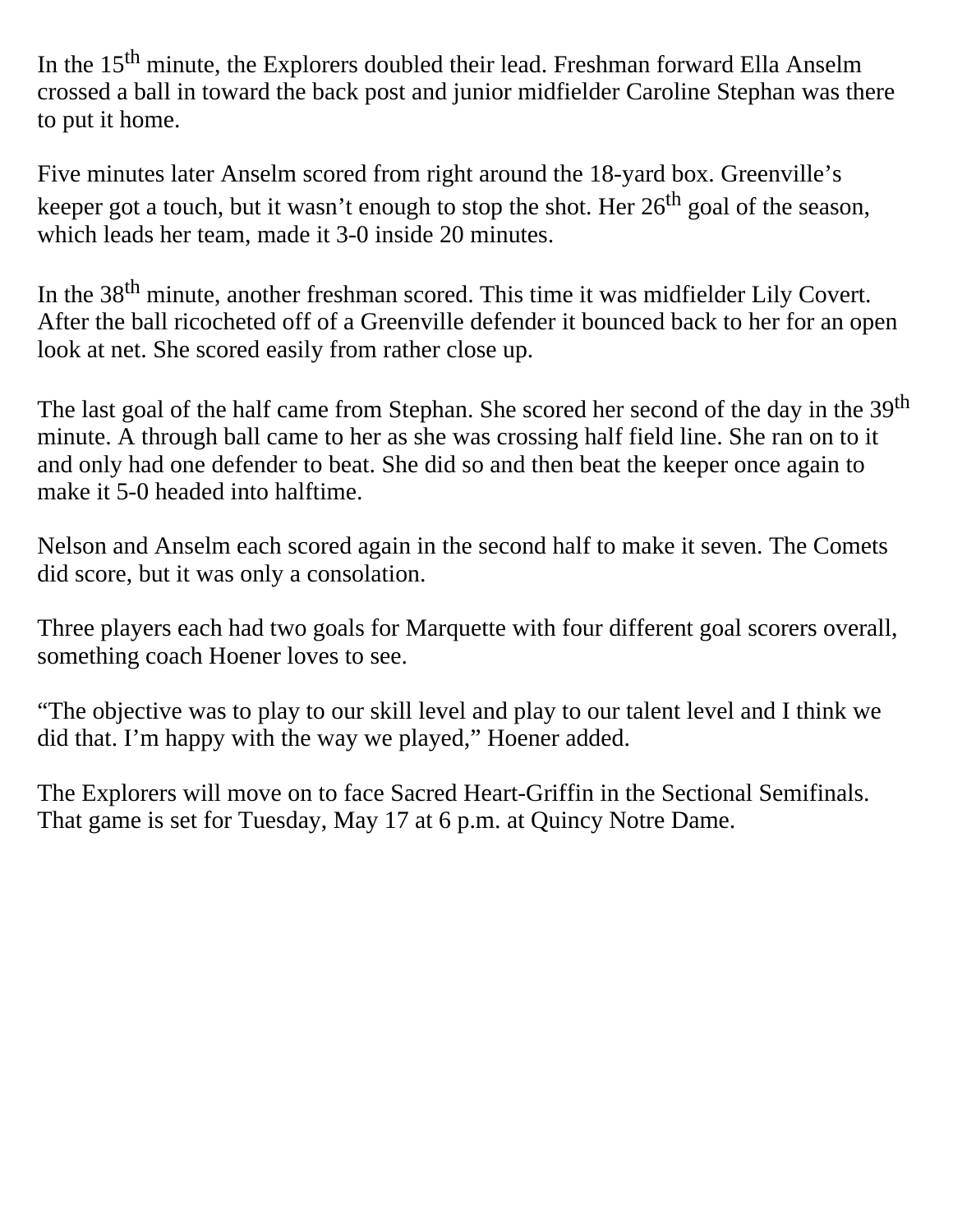In the 15th minute, the Explorers doubled their lead. Freshman forward Ella Anselm crossed a ball in toward the back post and junior midfielder Caroline Stephan was there to put it home.

Five minutes later Anselm scored from right around the 18-yard box. Greenville's keeper got a touch, but it wasn't enough to stop the shot. Her 26th goal of the season, which leads her team, made it 3-0 inside 20 minutes.

In the 38th minute, another freshman scored. This time it was midfielder Lily Covert. After the ball ricocheted off of a Greenville defender it bounced back to her for an open look at net. She scored easily from rather close up.

The last goal of the half came from Stephan. She scored her second of the day in the 39th minute. A through ball came to her as she was crossing half field line. She ran on to it and only had one defender to beat. She did so and then beat the keeper once again to make it 5-0 headed into halftime.

Nelson and Anselm each scored again in the second half to make it seven. The Comets did score, but it was only a consolation.

Three players each had two goals for Marquette with four different goal scorers overall, something coach Hoener loves to see.

"The objective was to play to our skill level and play to our talent level and I think we did that. I'm happy with the way we played," Hoener added.

The Explorers will move on to face Sacred Heart-Griffin in the Sectional Semifinals. That game is set for Tuesday, May 17 at 6 p.m. at Quincy Notre Dame.